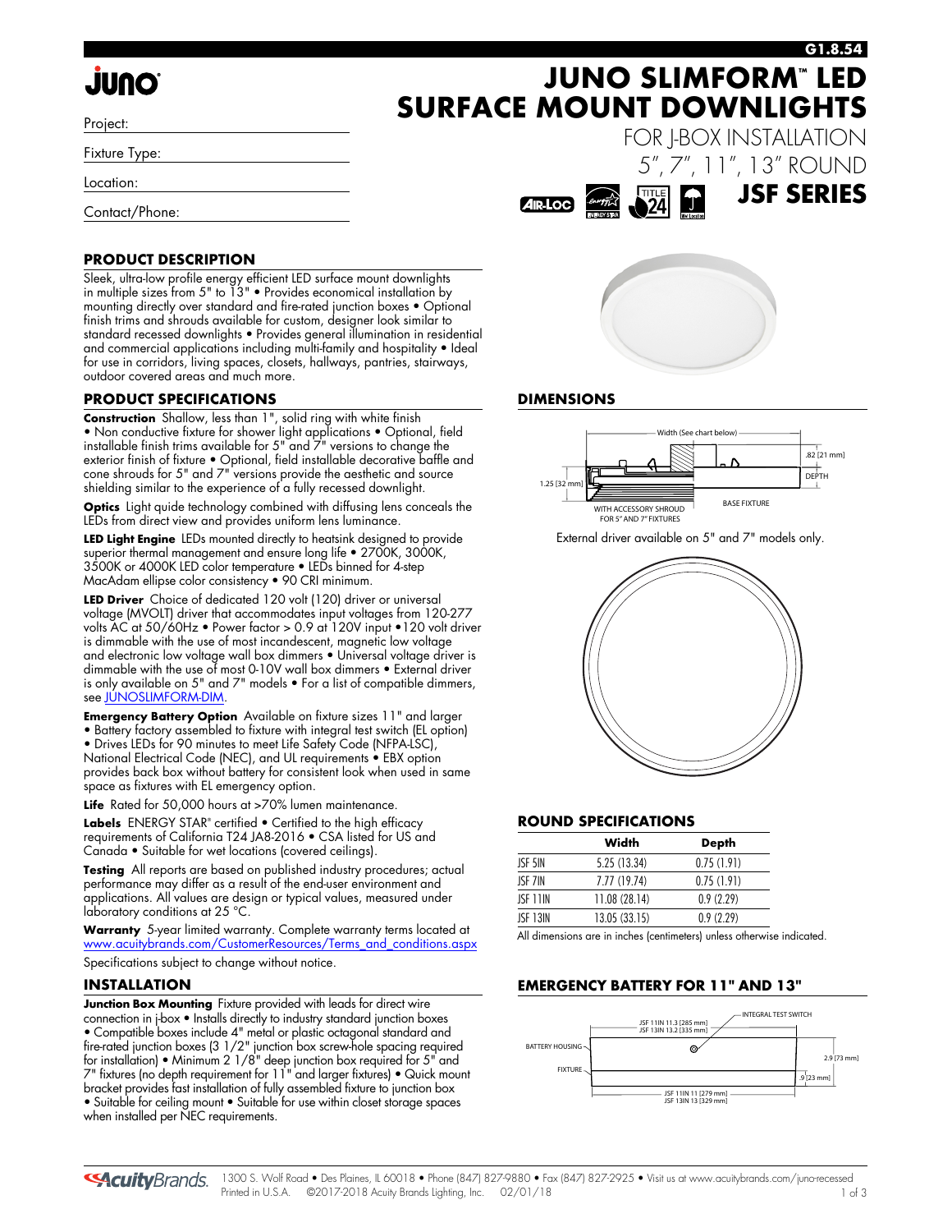G1.8.54

# JUNO SLIMFORM™ LED SURFACE MOUNT DOWNLIGHTS

FOR J-BOX INSTALLATION

5", 7", 11", 13" ROUND

**JSF SERIES**

Project:

Fixture Type:

Location:

Contact/Phone:

## PRODUCT DESCRIPTION

Sleek, ultra-low profile energy efficient LED surface mount downlights in multiple sizes from 5" to 13" • Provides economical installation by mounting directly over standard and fire-rated junction boxes • Optional finish trims and shrouds available for custom, designer look similar to standard recessed downlights • Provides general illumination in residential and commercial applications including multi-family and hospitality • Ideal for use in corridors, living spaces, closets, hallways, pantries, stairways, outdoor covered areas and much more.

## PRODUCT SPECIFICATIONS

**Construction** Shallow, less than 1", solid ring with white finish • Non conductive fixture for shower light applications • Optional, field installable finish trims available for 5" and 7" versions to change the exterior finish of fixture • Optional, field installable decorative baffle and cone shrouds for 5" and 7" versions provide the aesthetic and source shielding similar to the experience of a fully recessed downlight.

**Optics** Light guide technology combined with diffusing lens conceals the LEDs from direct view and provides uniform lens luminance.

**LED Light Engine** LEDs mounted directly to heatsink designed to provide superior thermal management and ensure long life • 2700K, 3000K, 3500K or 4000K LED color temperature • LEDs binned for 4-step MacAdam ellipse color consistency • 90 CRI minimum.

**LED Driver** Choice of dedicated 120 volt (120) driver or universal voltage (MVOLT) driver that accommodates input voltages from 120-277 volts AC at 50/60Hz • Power factor > 0.9 at 120V input • 120 volt driver is dimmable with the use of most incandescent, magnetic low voltage and electronic low voltage wall box dimmers • Universal voltage driver is dimmable with the use of most 0-10V wall box dimmers • External driver is only available on 5" and 7" models • For a list of compatible dimmers, see JUNOSLIMFORM-DIM.

**Emergency Battery Option** Available on fixture sizes 11" and larger • Battery factory assembled to fixture with integral test switch (EL option) • Drives LEDs for 90 minutes to meet Life Safety Code (NFPA-LSC), National Electrical Code (NEC), and UL requirements • EBX option provides back box without battery for consistent look when used in same space as fixtures with EL emergency option.

**Life** Rated for 50,000 hours at >70% lumen maintenance.

**Labels** ENERGY STAR® certified • Certified to the high efficacy requirements of California T24 JA8-2016 • CSA listed for US and Canada • Suitable for wet locations (covered ceilings).

**Testing** All reports are based on published industry procedures; actual performance may differ as a result of the end-user environment and applications. All values are design or typical values, measured under laboratory conditions at 25 °C.

**Warranty** 5-year limited warranty. Complete warranty terms located at www.acuitybrands.com/CustomerResources/Terms_and_conditions.aspx

Specifications subject to change without notice.

## INSTALLATION

**Junction Box Mounting** Fixture provided with leads for direct wire connection in j-box • Installs directly to industry standard junction boxes • Compatible boxes include 4" metal or plastic octagonal standard and fire-rated junction boxes (3 1/2" junction box screw-hole spacing required for installation) • Minimum 2 1/8" deep junction box required for 5" and 7" fixtures (no depth requirement for 11" and larger fixtures) • Quick mount bracket provides fast installation of fully assembled fixture to junction box • Suitable for ceiling mount • Suitable for use within closet storage spaces when installed per NEC requirements.

## DIMENSIONS

Width (See chart below) — .82 [21 mm] — DEPTH — 1.25 [32 mm] — WITH ACCESSORY SHROUD FOR 5" AND 7" FIXTURES — BASE FIXTURE

External driver available on 5" and 7" models only.

## ROUND SPECIFICATIONS

| | Width | Depth |
|---|---|---|
| JSF 5IN | 5.25 (13.34) | 0.75 (1.91) |
| JSF 7IN | 7.77 (19.74) | 0.75 (1.91) |
| JSF 11IN | 11.08 (28.14) | 0.9 (2.29) |
| JSF 13IN | 13.05 (33.15) | 0.9 (2.29) |

All dimensions are in inches (centimeters) unless otherwise indicated.

## EMERGENCY BATTERY FOR 11" AND 13"

INTEGRAL TEST SWITCH — JSF 11IN 11.3 [285 mm] / JSF 13IN 13.2 [335 mm] — BATTERY HOUSING — FIXTURE — 2.9 [73 mm] — .9 [23 mm] — JSF 11IN 11 [279 mm] / JSF 13IN 13 [329 mm]

1300 S. Wolf Road • Des Plaines, IL 60018 • Phone (847) 827-9880 • Fax (847) 827-2925 • Visit us at www.acuitybrands.com/juno-recessed
Printed in U.S.A. ©2017-2018 Acuity Brands Lighting, Inc. 02/01/18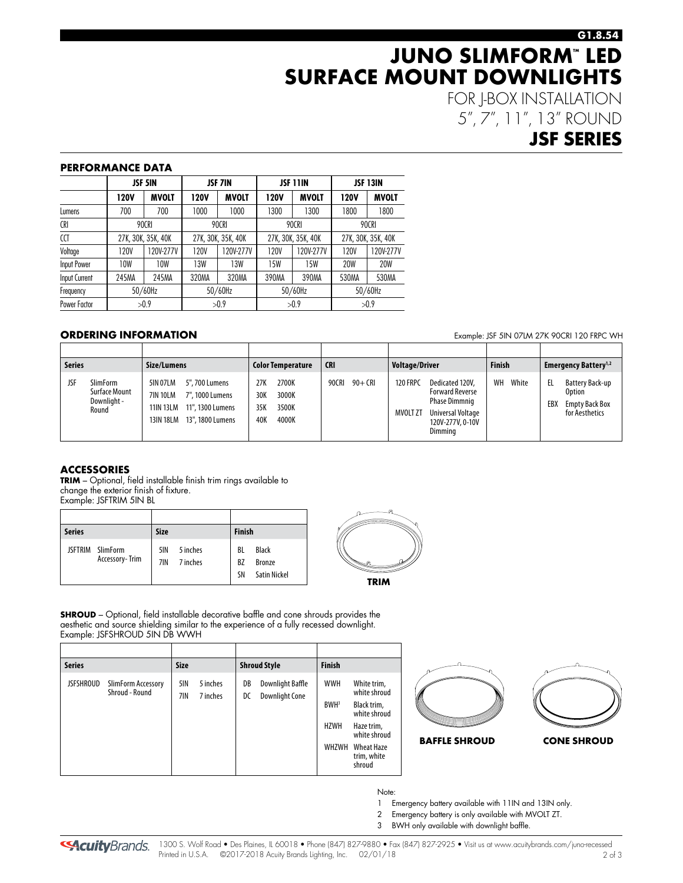# JUNO SLIMFORM™ LED SURFACE MOUNT DOWNLIGHTS

FOR J-BOX INSTALLATION
5", 7", 11", 13" ROUND

## JSF SERIES

### PERFORMANCE DATA

| | JSF 5IN | | JSF 7IN | | JSF 11IN | | JSF 13IN | |
|---|---|---|---|---|---|---|---|---|
| | **120V** | **MVOLT** | **120V** | **MVOLT** | **120V** | **MVOLT** | **120V** | **MVOLT** |
| Lumens | 700 | 700 | 1000 | 1000 | 1300 | 1300 | 1800 | 1800 |
| CRI | 90CRI | | 90CRI | | 90CRI | | 90CRI | |
| CCT | 27K, 30K, 35K, 40K | | 27K, 30K, 35K, 40K | | 27K, 30K, 35K, 40K | | 27K, 30K, 35K, 40K | |
| Voltage | 120V | 120V-277V | 120V | 120V-277V | 120V | 120V-277V | 120V | 120V-277V |
| Input Power | 10W | 10W | 13W | 13W | 15W | 15W | 20W | 20W |
| Input Current | 245MA | 245MA | 320MA | 320MA | 390MA | 390MA | 530MA | 530MA |
| Frequency | 50/60Hz | | 50/60Hz | | 50/60Hz | | 50/60Hz | |
| Power Factor | >0.9 | | >0.9 | | >0.9 | | >0.9 | |

### ORDERING INFORMATION

Example: JSF 5IN 07LM 27K 90CRI 120 FRPC WH

| Series | Size/Lumens | Color Temperature | CRI | Voltage/Driver | Finish | Emergency Battery[1,2] |
|---|---|---|---|---|---|---|
| JSF SlimForm Surface Mount Downlight - Round | 5IN 07LM 5", 700 Lumens<br>7IN 10LM 7", 1000 Lumens<br>11IN 13LM 11", 1300 Lumens<br>13IN 18LM 13", 1800 Lumens | 27K 2700K<br>30K 3000K<br>35K 3500K<br>40K 4000K | 90CRI 90+ CRI | 120 FRPC Dedicated 120V, Forward Reverse Phase Dimmnig<br>MVOLT ZT Universal Voltage 120V-277V, 0-10V Dimming | WH White | EL Battery Back-up Option<br>EBX Empty Back Box for Aesthetics |

### ACCESSORIES

**TRIM** – Optional, field installable finish trim rings available to change the exterior finish of fixture.
Example: JSFTRIM 5IN BL

| Series | Size | Finish |
|---|---|---|
| JSFTRIM SlimForm Accessory- Trim | 5IN 5 inches<br>7IN 7 inches | BL Black<br>BZ Bronze<br>SN Satin Nickel |

**TRIM**

**SHROUD** – Optional, field installable decorative baffle and cone shrouds provides the aesthetic and source shielding similar to the experience of a fully recessed downlight.
Example: JSFSHROUD 5IN DB WWH

| Series | Size | Shroud Style | Finish |
|---|---|---|---|
| JSFSHROUD SlimForm Accessory Shroud - Round | 5IN 5 inches<br>7IN 7 inches | DB Downlight Baffle<br>DC Downlight Cone | WWH White trim, white shroud<br>BWH[3] Black trim, white shroud<br>HZWH Haze trim, white shroud<br>WHZWH Wheat Haze trim, white shroud |

**BAFFLE SHROUD** **CONE SHROUD**

Note:
1. Emergency battery available with 11IN and 13IN only.
2. Emergency battery is only available with MVOLT ZT.
3. BWH only available with downlight baffle.

1300 S. Wolf Road • Des Plaines, IL 60018 • Phone (847) 827-9880 • Fax (847) 827-2925 • Visit us at www.acuitybrands.com/juno-recessed
Printed in U.S.A. ©2017-2018 Acuity Brands Lighting, Inc. 02/01/18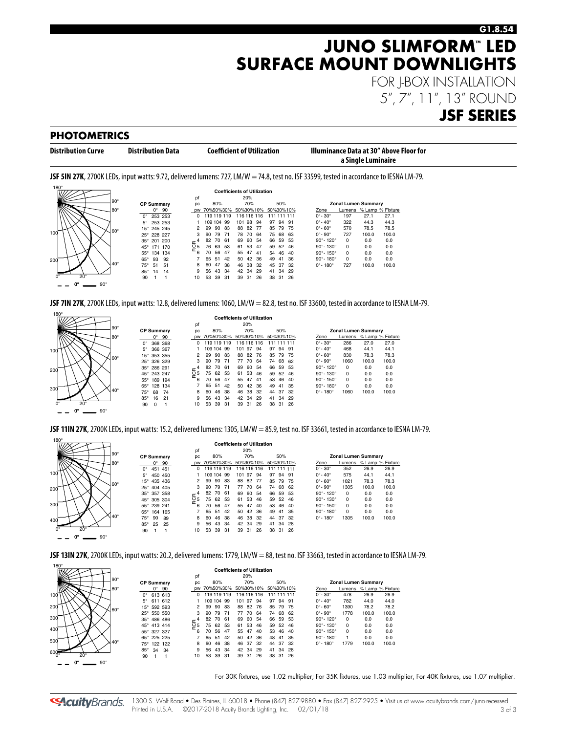# JUNO SLIMFORM™ LED SURFACE MOUNT DOWNLIGHTS

FOR J-BOX INSTALLATION

5", 7", 11", 13" ROUND

## JSF SERIES

G1.8.54

## PHOTOMETRICS

**Distribution Curve** | **Distribution Data** | **Coefficient of Utilization** | **Illuminance Data at 30" Above Floor for a Single Luminaire**

**JSF 5IN 27K**, 2700K LEDs, input watts: 9.72, delivered lumens: 727, LM/W = 74.8, test no. ISF 33599, tested in accordance to IESNA LM-79.

180°
90°
80°
60°
40°
100
200
0°
20°
0° 90°

**CP Summary**

| | 0° | 90 |
|---|---|---|
| 0° | 253 | 253 |
| 5° | 253 | 253 |
| 15° | 245 | 245 |
| 25° | 228 | 227 |
| 35° | 201 | 200 |
| 45° | 171 | 170 |
| 55° | 134 | 134 |
| 65° | 93 | 92 |
| 75° | 51 | 51 |
| 85° | 14 | 14 |
| 90 | 1 | 1 |

**Coefficients of Utilization** (pf 20%)

| pc | 80% | | | 70% | | | 50% | | |
|---|---|---|---|---|---|---|---|---|---|
| pw | 70% | 50% | 30% | 50% | 30% | 10% | 50% | 30% | 10% |
| RCR 0 | 119 | 119 | 119 | 116 | 116 | 116 | 111 | 111 | 111 |
| 1 | 109 | 104 | 99 | 101 | 98 | 94 | 97 | 94 | 91 |
| 2 | 99 | 90 | 83 | 88 | 82 | 77 | 85 | 79 | 75 |
| 3 | 90 | 79 | 71 | 78 | 70 | 64 | 75 | 68 | 63 |
| 4 | 82 | 70 | 61 | 69 | 60 | 54 | 66 | 59 | 53 |
| 5 | 76 | 63 | 53 | 61 | 53 | 47 | 59 | 52 | 46 |
| 6 | 70 | 56 | 47 | 55 | 47 | 41 | 54 | 46 | 40 |
| 7 | 65 | 51 | 42 | 50 | 42 | 36 | 49 | 41 | 36 |
| 8 | 60 | 47 | 38 | 46 | 38 | 32 | 45 | 37 | 32 |
| 9 | 56 | 43 | 34 | 42 | 34 | 29 | 41 | 34 | 29 |
| 10 | 53 | 39 | 31 | 39 | 31 | 26 | 38 | 31 | 26 |

**Zonal Lumen Summary**

| Zone | Lumens | % Lamp | % Fixture |
|---|---|---|---|
| 0° - 30° | 197 | 27.1 | 27.1 |
| 0° - 40° | 322 | 44.3 | 44.3 |
| 0° - 60° | 570 | 78.5 | 78.5 |
| 0° - 90° | 727 | 100.0 | 100.0 |
| 90° - 120° | 0 | 0.0 | 0.0 |
| 90° - 130° | 0 | 0.0 | 0.0 |
| 90° - 150° | 0 | 0.0 | 0.0 |
| 90° - 180° | 0 | 0.0 | 0.0 |
| 0° - 180° | 727 | 100.0 | 100.0 |

**JSF 7IN 27K**, 2700K LEDs, input watts: 12.8, delivered lumens: 1060, LM/W = 82.8, test no. ISF 33600, tested in accordance to IESNA LM-79.

180°
90°
80°
60°
40°
100
200
300
0°
20°
0° 90°

**CP Summary**

| | 0° | 90 |
|---|---|---|
| 0° | 368 | 368 |
| 5° | 366 | 367 |
| 15° | 353 | 355 |
| 25° | 326 | 329 |
| 35° | 286 | 291 |
| 45° | 243 | 247 |
| 55° | 189 | 194 |
| 65° | 128 | 134 |
| 75° | 68 | 74 |
| 85° | 16 | 21 |
| 90 | 0 | 1 |

**Coefficients of Utilization** (pf 20%)

| pc | 80% | | | 70% | | | 50% | | |
|---|---|---|---|---|---|---|---|---|---|
| pw | 70% | 50% | 30% | 50% | 30% | 10% | 50% | 30% | 10% |
| RCR 0 | 119 | 119 | 119 | 116 | 116 | 116 | 111 | 111 | 111 |
| 1 | 109 | 104 | 99 | 101 | 97 | 94 | 97 | 94 | 91 |
| 2 | 99 | 90 | 83 | 88 | 82 | 76 | 85 | 79 | 75 |
| 3 | 90 | 79 | 71 | 77 | 70 | 64 | 74 | 68 | 62 |
| 4 | 82 | 70 | 61 | 69 | 60 | 54 | 66 | 59 | 53 |
| 5 | 75 | 62 | 53 | 61 | 53 | 46 | 59 | 52 | 46 |
| 6 | 70 | 56 | 47 | 55 | 47 | 41 | 53 | 46 | 40 |
| 7 | 65 | 51 | 42 | 50 | 42 | 36 | 49 | 41 | 35 |
| 8 | 60 | 46 | 38 | 46 | 38 | 32 | 44 | 37 | 32 |
| 9 | 56 | 43 | 34 | 42 | 34 | 29 | 41 | 34 | 29 |
| 10 | 53 | 39 | 31 | 39 | 31 | 26 | 38 | 31 | 26 |

**Zonal Lumen Summary**

| Zone | Lumens | % Lamp | % Fixture |
|---|---|---|---|
| 0° - 30° | 286 | 27.0 | 27.0 |
| 0° - 40° | 468 | 44.1 | 44.1 |
| 0° - 60° | 830 | 78.3 | 78.3 |
| 0° - 90° | 1060 | 100.0 | 100.0 |
| 90° - 120° | 0 | 0.0 | 0.0 |
| 90° - 130° | 0 | 0.0 | 0.0 |
| 90° - 150° | 0 | 0.0 | 0.0 |
| 90° - 180° | 0 | 0.0 | 0.0 |
| 0° - 180° | 1060 | 100.0 | 100.0 |

**JSF 11IN 27K**, 2700K LEDs, input watts: 15.2, delivered lumens: 1305, LM/W = 85.9, test no. ISF 33661, tested in accordance to IESNA LM-79.

180°
90°
80°
60°
40°
100
200
300
400
0°
20°
0° 90°

**CP Summary**

| | 0° | 90 |
|---|---|---|
| 0° | 451 | 451 |
| 5° | 450 | 450 |
| 15° | 435 | 436 |
| 25° | 404 | 405 |
| 35° | 357 | 358 |
| 45° | 305 | 304 |
| 55° | 239 | 241 |
| 65° | 164 | 165 |
| 75° | 90 | 89 |
| 85° | 25 | 25 |
| 90 | 1 | 1 |

**Coefficients of Utilization** (pf 20%)

| pc | 80% | | | 70% | | | 50% | | |
|---|---|---|---|---|---|---|---|---|---|
| pw | 70% | 50% | 30% | 50% | 30% | 10% | 50% | 30% | 10% |
| RCR 0 | 119 | 119 | 119 | 116 | 116 | 116 | 111 | 111 | 111 |
| 1 | 109 | 104 | 99 | 101 | 97 | 94 | 97 | 94 | 91 |
| 2 | 99 | 90 | 83 | 88 | 82 | 77 | 85 | 79 | 75 |
| 3 | 90 | 79 | 71 | 77 | 70 | 64 | 74 | 68 | 62 |
| 4 | 82 | 70 | 61 | 69 | 60 | 54 | 66 | 59 | 53 |
| 5 | 75 | 62 | 53 | 61 | 53 | 46 | 59 | 52 | 46 |
| 6 | 70 | 56 | 47 | 55 | 47 | 40 | 53 | 46 | 40 |
| 7 | 65 | 51 | 42 | 50 | 42 | 36 | 49 | 41 | 35 |
| 8 | 60 | 46 | 38 | 46 | 38 | 32 | 44 | 37 | 32 |
| 9 | 56 | 43 | 34 | 42 | 34 | 29 | 41 | 34 | 28 |
| 10 | 53 | 39 | 31 | 39 | 31 | 26 | 38 | 31 | 26 |

**Zonal Lumen Summary**

| Zone | Lumens | % Lamp | % Fixture |
|---|---|---|---|
| 0° - 30° | 352 | 26.9 | 26.9 |
| 0° - 40° | 575 | 44.1 | 44.1 |
| 0° - 60° | 1021 | 78.3 | 78.3 |
| 0° - 90° | 1305 | 100.0 | 100.0 |
| 90° - 120° | 0 | 0.0 | 0.0 |
| 90° - 130° | 0 | 0.0 | 0.0 |
| 90° - 150° | 0 | 0.0 | 0.0 |
| 90° - 180° | 0 | 0.0 | 0.0 |
| 0° - 180° | 1305 | 100.0 | 100.0 |

**JSF 13IN 27K**, 2700K LEDs, input watts: 20.2, delivered lumens: 1779, LM/W = 88, test no. ISF 33663, tested in accordance to IESNA LM-79.

180°
90°
80°
60°
40°
100
200
300
400
500
600
0°
20°
0° 90°

**CP Summary**

| | 0° | 90 |
|---|---|---|
| 0° | 613 | 613 |
| 5° | 611 | 612 |
| 15° | 592 | 593 |
| 25° | 550 | 550 |
| 35° | 486 | 486 |
| 45° | 413 | 414 |
| 55° | 327 | 327 |
| 65° | 225 | 225 |
| 75° | 122 | 122 |
| 85° | 34 | 34 |
| 90 | 1 | 1 |

**Coefficients of Utilization** (pf 20%)

| pc | 80% | | | 70% | | | 50% | | |
|---|---|---|---|---|---|---|---|---|---|
| pw | 70% | 50% | 30% | 50% | 30% | 10% | 50% | 30% | 10% |
| RCR 0 | 119 | 119 | 119 | 116 | 116 | 116 | 111 | 111 | 111 |
| 1 | 109 | 104 | 99 | 101 | 97 | 94 | 97 | 94 | 91 |
| 2 | 99 | 90 | 83 | 88 | 82 | 76 | 85 | 79 | 75 |
| 3 | 90 | 79 | 71 | 77 | 70 | 64 | 74 | 68 | 62 |
| 4 | 82 | 70 | 61 | 69 | 60 | 54 | 66 | 59 | 53 |
| 5 | 75 | 62 | 53 | 61 | 53 | 46 | 59 | 52 | 46 |
| 6 | 70 | 56 | 47 | 55 | 47 | 40 | 53 | 46 | 40 |
| 7 | 65 | 51 | 42 | 50 | 42 | 36 | 48 | 41 | 35 |
| 8 | 60 | 46 | 38 | 46 | 37 | 32 | 44 | 37 | 32 |
| 9 | 56 | 43 | 34 | 42 | 34 | 29 | 41 | 34 | 28 |
| 10 | 53 | 39 | 31 | 39 | 31 | 26 | 38 | 31 | 26 |

**Zonal Lumen Summary**

| Zone | Lumens | % Lamp | % Fixture |
|---|---|---|---|
| 0° - 30° | 478 | 26.9 | 26.9 |
| 0° - 40° | 782 | 44.0 | 44.0 |
| 0° - 60° | 1390 | 78.2 | 78.2 |
| 0° - 90° | 1778 | 100.0 | 100.0 |
| 90° - 120° | 0 | 0.0 | 0.0 |
| 90° - 130° | 0 | 0.0 | 0.0 |
| 90° - 150° | 0 | 0.0 | 0.0 |
| 90° - 180° | 1 | 0.0 | 0.0 |
| 0° - 180° | 1779 | 100.0 | 100.0 |

For 30K fixtures, use 1.02 multiplier; For 35K fixtures, use 1.03 multiplier, For 40K fixtures, use 1.07 multiplier.

AcuityBrands. 1300 S. Wolf Road • Des Plaines, IL 60018 • Phone (847) 827-9880 • Fax (847) 827-2925 • Visit us at www.acuitybrands.com/juno-recessed
Printed in U.S.A. ©2017-2018 Acuity Brands Lighting, Inc. 02/01/18